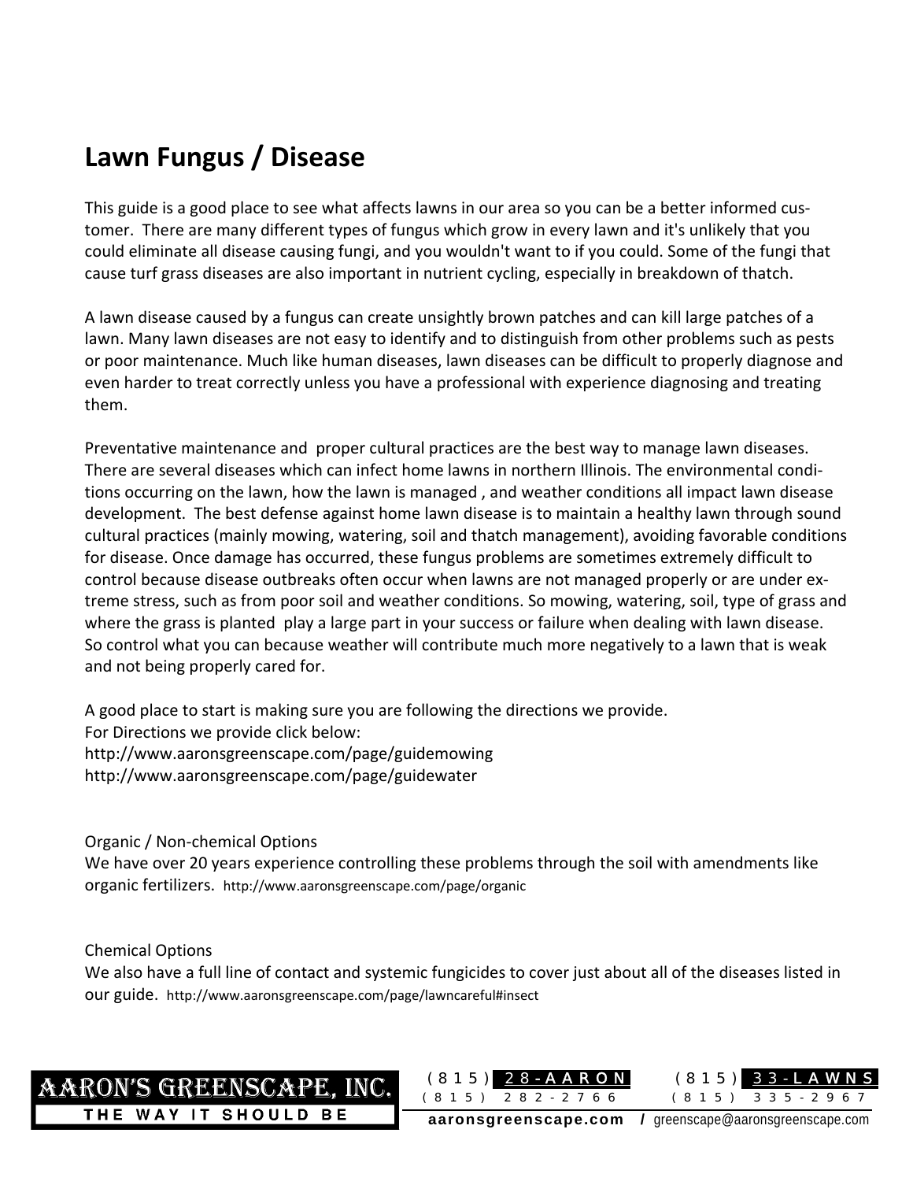## Lawn Fungus / Disease

This guide is a good place to see what affects lawns in our area so you can be a better informed customer. There are many different types of fungus which grow in every lawn and it's unlikely that you could eliminate all disease causing fungi, and you wouldn't want to if you could. Some of the fungi that cause turf grass diseases are also important in nutrient cycling, especially in breakdown of thatch.

A lawn disease caused by a fungus can create unsightly brown patches and can kill large patches of a lawn. Many lawn diseases are not easy to identify and to distinguish from other problems such as pests or poor maintenance. Much like human diseases, lawn diseases can be difficult to properly diagnose and even harder to treat correctly unless you have a professional with experience diagnosing and treating them.

Preventative maintenance and proper cultural practices are the best way to manage lawn diseases. There are several diseases which can infect home lawns in northern Illinois. The environmental conditions occurring on the lawn, how the lawn is managed , and weather conditions all impact lawn disease development. The best defense against home lawn disease is to maintain a healthy lawn through sound cultural practices (mainly mowing, watering, soil and thatch management), avoiding favorable conditions for disease. Once damage has occurred, these fungus problems are sometimes extremely difficult to control because disease outbreaks often occur when lawns are not managed properly or are under extreme stress, such as from poor soil and weather conditions. So mowing, watering, soil, type of grass and where the grass is planted play a large part in your success or failure when dealing with lawn disease. So control what you can because weather will contribute much more negatively to a lawn that is weak and not being properly cared for.

A good place to start is making sure you are following the directions we provide.
For Directions we provide click below:
http://www.aaronsgreenscape.com/page/guidemowing
http://www.aaronsgreenscape.com/page/guidewater

Organic / Non-chemical Options
We have over 20 years experience controlling these problems through the soil with amendments like organic fertilizers. http://www.aaronsgreenscape.com/page/organic

Chemical Options
We also have a full line of contact and systemic fungicides to cover just about all of the diseases listed in our guide. http://www.aaronsgreenscape.com/page/lawncareful#insect

AARON'S GREENSCAPE, INC.
THE WAY IT SHOULD BE

(815) 28-AARON (815) 282-2766
(815) 33-LAWNS (815) 335-2967

aaronsgreenscape.com / greenscape@aaronsgreenscape.com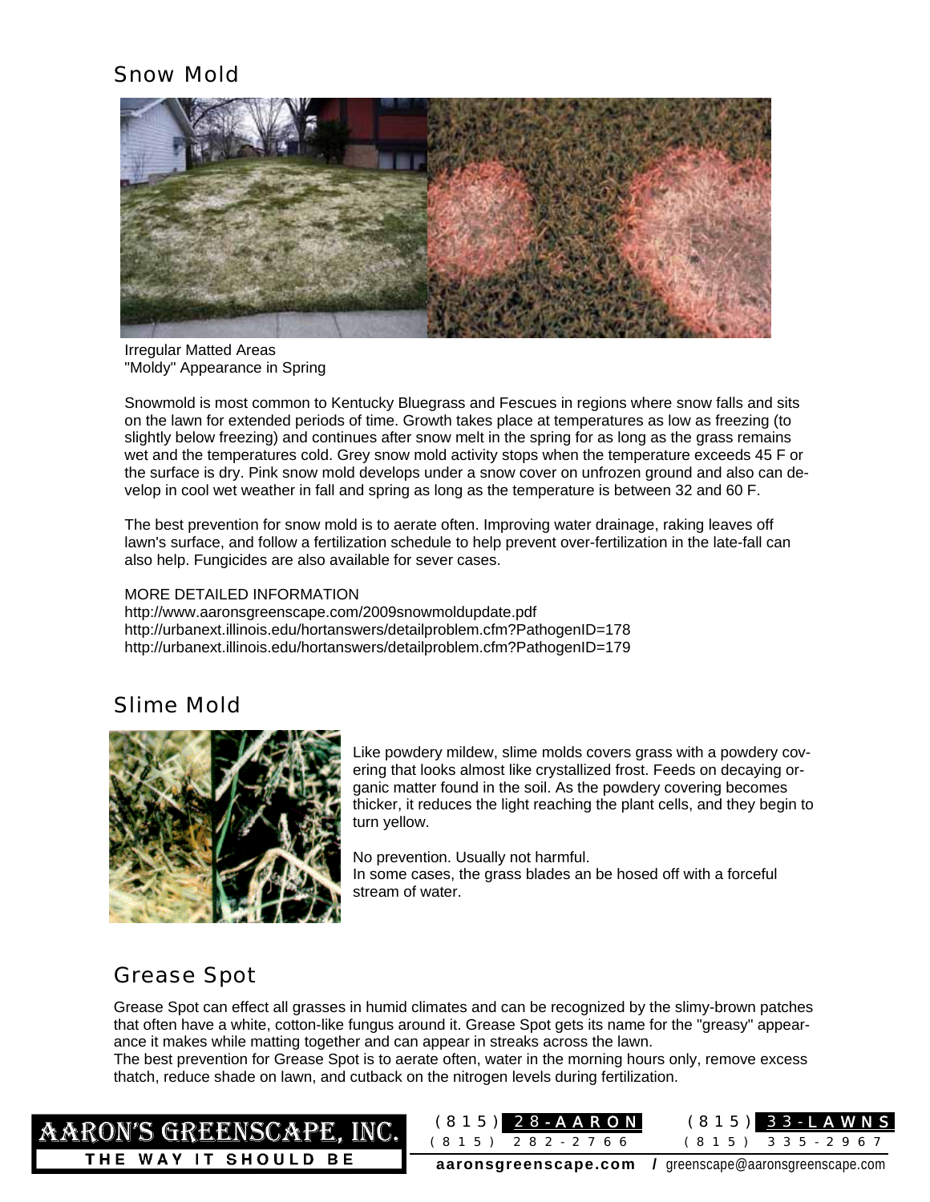## Snow Mold

Irregular Matted Areas
"Moldy" Appearance in Spring

Snowmold is most common to Kentucky Bluegrass and Fescues in regions where snow falls and sits on the lawn for extended periods of time. Growth takes place at temperatures as low as freezing (to slightly below freezing) and continues after snow melt in the spring for as long as the grass remains wet and the temperatures cold. Grey snow mold activity stops when the temperature exceeds 45 F or the surface is dry. Pink snow mold develops under a snow cover on unfrozen ground and also can develop in cool wet weather in fall and spring as long as the temperature is between 32 and 60 F.

The best prevention for snow mold is to aerate often. Improving water drainage, raking leaves off lawn's surface, and follow a fertilization schedule to help prevent over-fertilization in the late-fall can also help. Fungicides are also available for sever cases.

MORE DETAILED INFORMATION
http://www.aaronsgreenscape.com/2009snowmoldupdate.pdf
http://urbanext.illinois.edu/hortanswers/detailproblem.cfm?PathogenID=178
http://urbanext.illinois.edu/hortanswers/detailproblem.cfm?PathogenID=179

## Slime Mold

Like powdery mildew, slime molds covers grass with a powdery covering that looks almost like crystallized frost. Feeds on decaying organic matter found in the soil. As the powdery covering becomes thicker, it reduces the light reaching the plant cells, and they begin to turn yellow.

No prevention. Usually not harmful.
In some cases, the grass blades an be hosed off with a forceful stream of water.

## Grease Spot

Grease Spot can effect all grasses in humid climates and can be recognized by the slimy-brown patches that often have a white, cotton-like fungus around it. Grease Spot gets its name for the "greasy" appearance it makes while matting together and can appear in streaks across the lawn.
The best prevention for Grease Spot is to aerate often, water in the morning hours only, remove excess thatch, reduce shade on lawn, and cutback on the nitrogen levels during fertilization.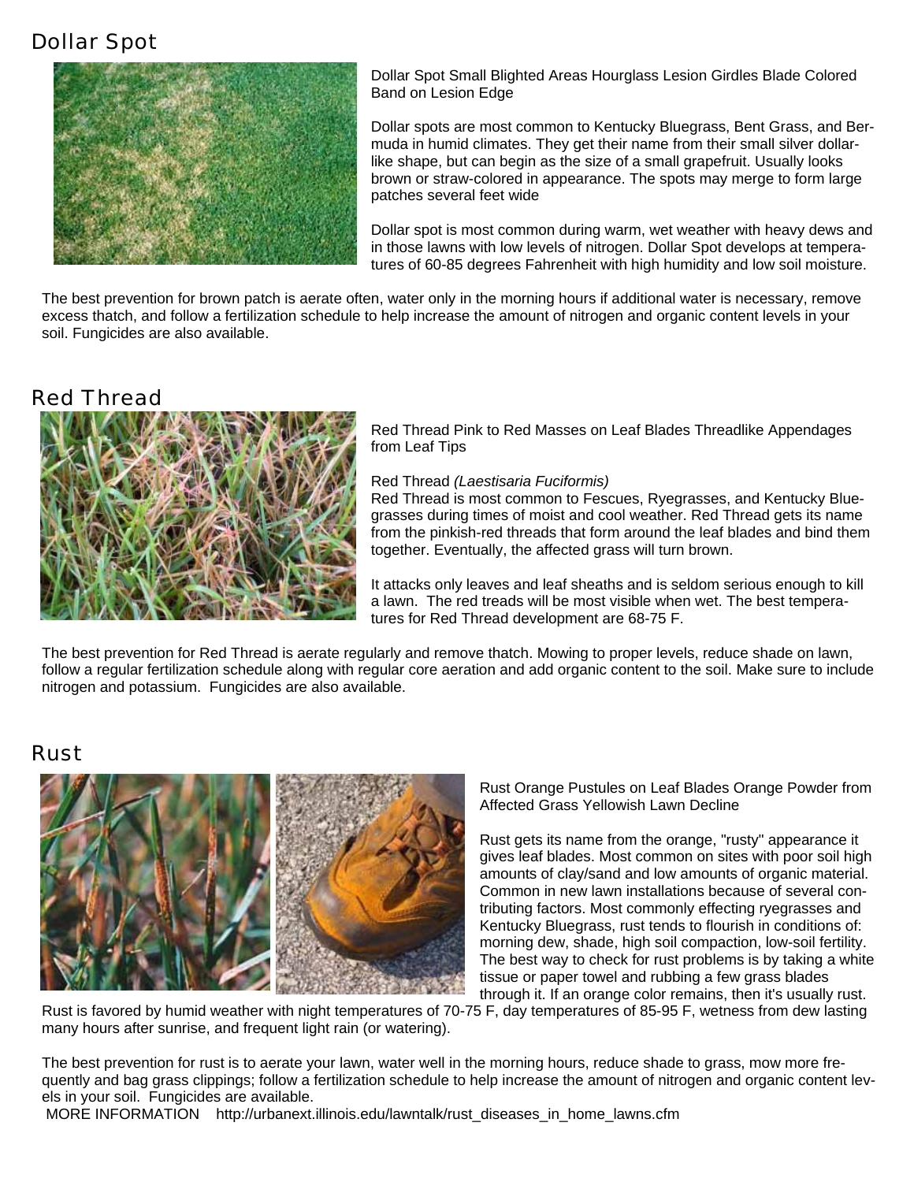## Dollar Spot

Dollar Spot Small Blighted Areas Hourglass Lesion Girdles Blade Colored Band on Lesion Edge

Dollar spots are most common to Kentucky Bluegrass, Bent Grass, and Bermuda in humid climates. They get their name from their small silver dollar-like shape, but can begin as the size of a small grapefruit. Usually looks brown or straw-colored in appearance. The spots may merge to form large patches several feet wide

Dollar spot is most common during warm, wet weather with heavy dews and in those lawns with low levels of nitrogen. Dollar Spot develops at temperatures of 60-85 degrees Fahrenheit with high humidity and low soil moisture.

The best prevention for brown patch is aerate often, water only in the morning hours if additional water is necessary, remove excess thatch, and follow a fertilization schedule to help increase the amount of nitrogen and organic content levels in your soil. Fungicides are also available.

## Red Thread

Red Thread Pink to Red Masses on Leaf Blades Threadlike Appendages from Leaf Tips

Red Thread *(Laestisaria Fuciformis)*
Red Thread is most common to Fescues, Ryegrasses, and Kentucky Bluegrasses during times of moist and cool weather. Red Thread gets its name from the pinkish-red threads that form around the leaf blades and bind them together. Eventually, the affected grass will turn brown.

It attacks only leaves and leaf sheaths and is seldom serious enough to kill a lawn. The red treads will be most visible when wet. The best temperatures for Red Thread development are 68-75 F.

The best prevention for Red Thread is aerate regularly and remove thatch. Mowing to proper levels, reduce shade on lawn, follow a regular fertilization schedule along with regular core aeration and add organic content to the soil. Make sure to include nitrogen and potassium. Fungicides are also available.

## Rust

Rust Orange Pustules on Leaf Blades Orange Powder from Affected Grass Yellowish Lawn Decline

Rust gets its name from the orange, "rusty" appearance it gives leaf blades. Most common on sites with poor soil high amounts of clay/sand and low amounts of organic material. Common in new lawn installations because of several contributing factors. Most commonly effecting ryegrasses and Kentucky Bluegrass, rust tends to flourish in conditions of: morning dew, shade, high soil compaction, low-soil fertility. The best way to check for rust problems is by taking a white tissue or paper towel and rubbing a few grass blades through it. If an orange color remains, then it's usually rust. Rust is favored by humid weather with night temperatures of 70-75 F, day temperatures of 85-95 F, wetness from dew lasting many hours after sunrise, and frequent light rain (or watering).

The best prevention for rust is to aerate your lawn, water well in the morning hours, reduce shade to grass, mow more frequently and bag grass clippings; follow a fertilization schedule to help increase the amount of nitrogen and organic content levels in your soil. Fungicides are available.

MORE INFORMATION http://urbanext.illinois.edu/lawntalk/rust_diseases_in_home_lawns.cfm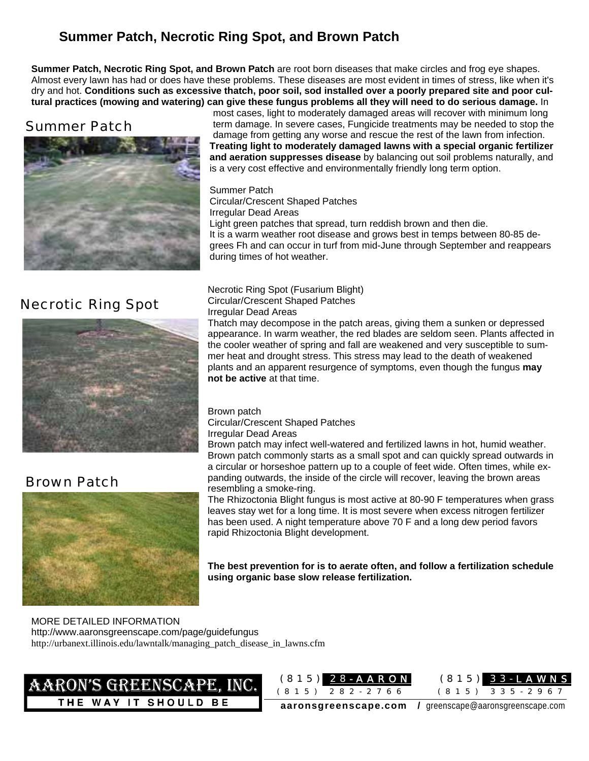# Summer Patch, Necrotic Ring Spot, and Brown Patch

**Summer Patch, Necrotic Ring Spot, and Brown Patch** are root born diseases that make circles and frog eye shapes. Almost every lawn has had or does have these problems. These diseases are most evident in times of stress, like when it's dry and hot. **Conditions such as excessive thatch, poor soil, sod installed over a poorly prepared site and poor cultural practices (mowing and watering) can give these fungus problems all they will need to do serious damage.** In most cases, light to moderately damaged areas will recover with minimum long term damage. In severe cases, Fungicide treatments may be needed to stop the damage from getting any worse and rescue the rest of the lawn from infection. **Treating light to moderately damaged lawns with a special organic fertilizer and aeration suppresses disease** by balancing out soil problems naturally, and is a very cost effective and environmentally friendly long term option.

## Summer Patch

Summer Patch
Circular/Crescent Shaped Patches
Irregular Dead Areas
Light green patches that spread, turn reddish brown and then die.
It is a warm weather root disease and grows best in temps between 80-85 degrees Fh and can occur in turf from mid-June through September and reappears during times of hot weather.

## Necrotic Ring Spot

Necrotic Ring Spot (Fusarium Blight)
Circular/Crescent Shaped Patches
Irregular Dead Areas
Thatch may decompose in the patch areas, giving them a sunken or depressed appearance. In warm weather, the red blades are seldom seen. Plants affected in the cooler weather of spring and fall are weakened and very susceptible to summer heat and drought stress. This stress may lead to the death of weakened plants and an apparent resurgence of symptoms, even though the fungus **may not be active** at that time.

## Brown Patch

Brown patch
Circular/Crescent Shaped Patches
Irregular Dead Areas
Brown patch may infect well-watered and fertilized lawns in hot, humid weather. Brown patch commonly starts as a small spot and can quickly spread outwards in a circular or horseshoe pattern up to a couple of feet wide. Often times, while expanding outwards, the inside of the circle will recover, leaving the brown areas resembling a smoke-ring.
The Rhizoctonia Blight fungus is most active at 80-90 F temperatures when grass leaves stay wet for a long time. It is most severe when excess nitrogen fertilizer has been used. A night temperature above 70 F and a long dew period favors rapid Rhizoctonia Blight development.

**The best prevention for is to aerate often, and follow a fertilization schedule using organic base slow release fertilization.**

MORE DETAILED INFORMATION
http://www.aaronsgreenscape.com/page/guidefungus
http://urbanext.illinois.edu/lawntalk/managing_patch_disease_in_lawns.cfm

AARON'S GREENSCAPE, INC.
THE WAY IT SHOULD BE

(815) 28-AARON
(815) 282-2766

(815) 33-LAWNS
(815) 335-2967

**aaronsgreenscape.com** / greenscape@aaronsgreenscape.com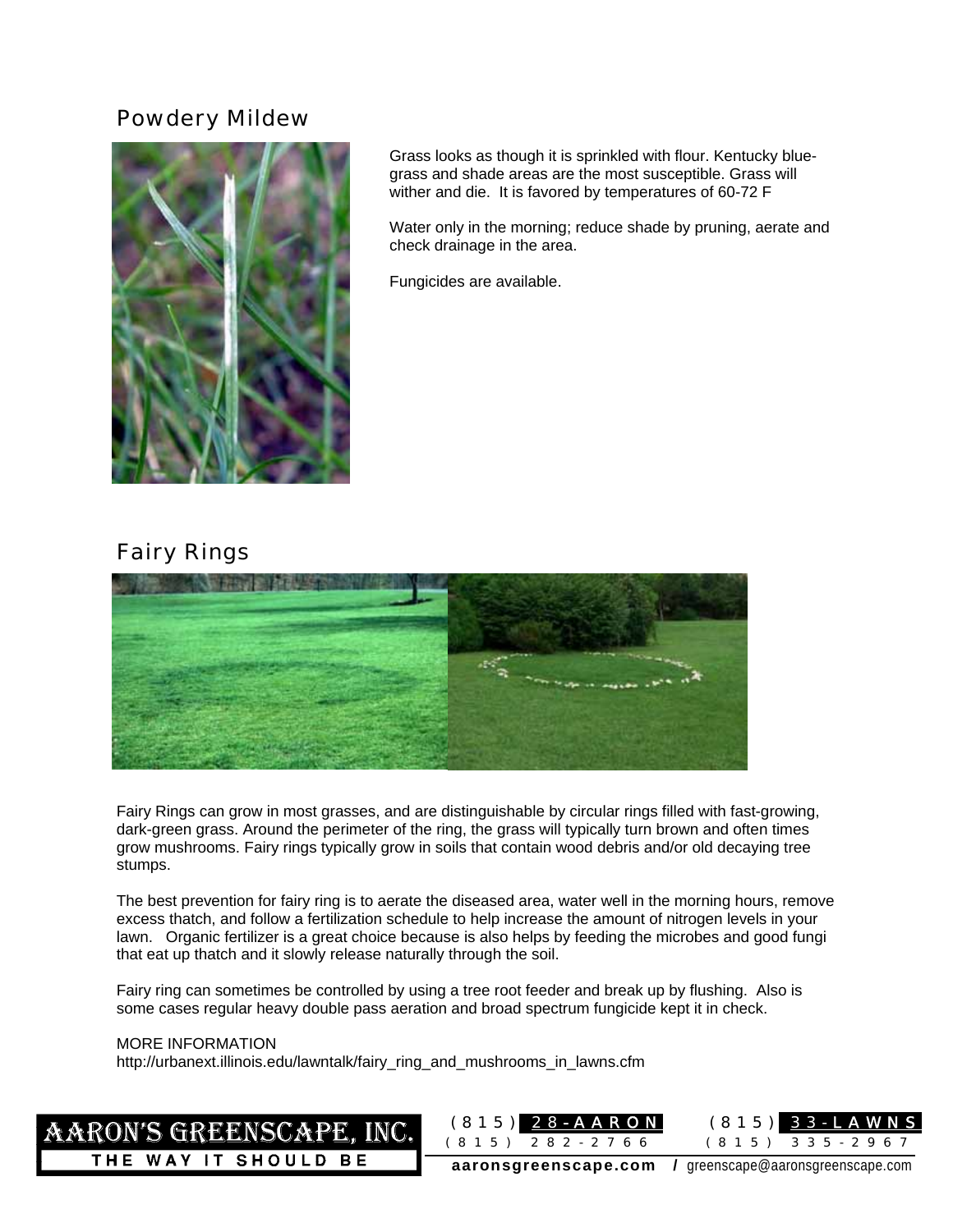## Powdery Mildew

Grass looks as though it is sprinkled with flour. Kentucky blue-grass and shade areas are the most susceptible. Grass will wither and die. It is favored by temperatures of 60-72 F

Water only in the morning; reduce shade by pruning, aerate and check drainage in the area.

Fungicides are available.

## Fairy Rings

Fairy Rings can grow in most grasses, and are distinguishable by circular rings filled with fast-growing, dark-green grass. Around the perimeter of the ring, the grass will typically turn brown and often times grow mushrooms. Fairy rings typically grow in soils that contain wood debris and/or old decaying tree stumps.

The best prevention for fairy ring is to aerate the diseased area, water well in the morning hours, remove excess thatch, and follow a fertilization schedule to help increase the amount of nitrogen levels in your lawn. Organic fertilizer is a great choice because is also helps by feeding the microbes and good fungi that eat up thatch and it slowly release naturally through the soil.

Fairy ring can sometimes be controlled by using a tree root feeder and break up by flushing. Also is some cases regular heavy double pass aeration and broad spectrum fungicide kept it in check.

MORE INFORMATION
http://urbanext.illinois.edu/lawntalk/fairy_ring_and_mushrooms_in_lawns.cfm

AARON'S GREENSCAPE, INC.
THE WAY IT SHOULD BE

(815) 28-AARON
(815) 282-2766

(815) 33-LAWNS
(815) 335-2967

**aaronsgreenscape.com** / greenscape@aaronsgreenscape.com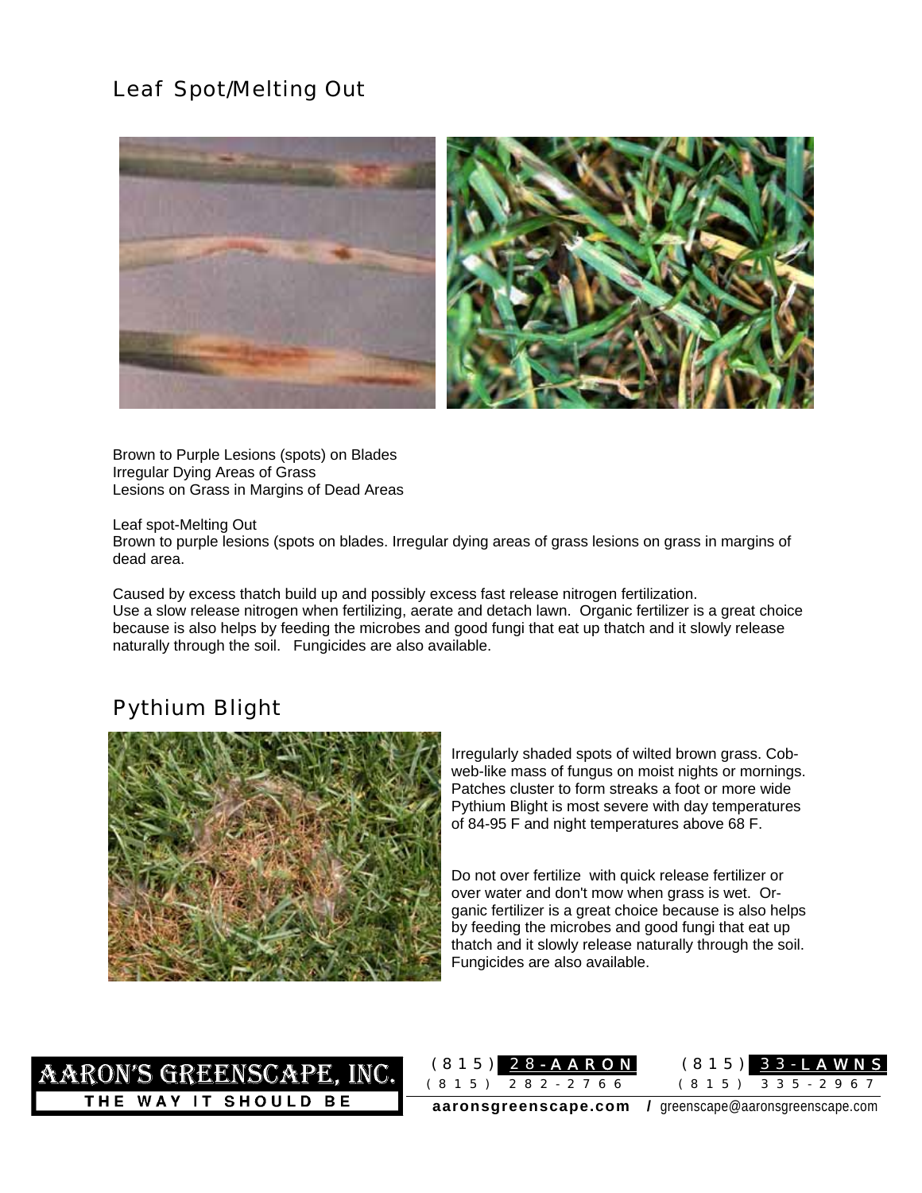## Leaf Spot/Melting Out

Brown to Purple Lesions (spots) on Blades
Irregular Dying Areas of Grass
Lesions on Grass in Margins of Dead Areas

Leaf spot-Melting Out
Brown to purple lesions (spots on blades. Irregular dying areas of grass lesions on grass in margins of dead area.

Caused by excess thatch build up and possibly excess fast release nitrogen fertilization.
Use a slow release nitrogen when fertilizing, aerate and detach lawn. Organic fertilizer is a great choice because is also helps by feeding the microbes and good fungi that eat up thatch and it slowly release naturally through the soil. Fungicides are also available.

## Pythium Blight

Irregularly shaded spots of wilted brown grass. Cob-web-like mass of fungus on moist nights or mornings. Patches cluster to form streaks a foot or more wide Pythium Blight is most severe with day temperatures of 84-95 F and night temperatures above 68 F.

Do not over fertilize with quick release fertilizer or over water and don't mow when grass is wet. Organic fertilizer is a great choice because is also helps by feeding the microbes and good fungi that eat up thatch and it slowly release naturally through the soil. Fungicides are also available.

AARON'S GREENSCAPE, INC.
THE WAY IT SHOULD BE

(815) 28-AARON (815) 282-2766
(815) 33-LAWNS (815) 335-2967
aaronsgreenscape.com / greenscape@aaronsgreenscape.com